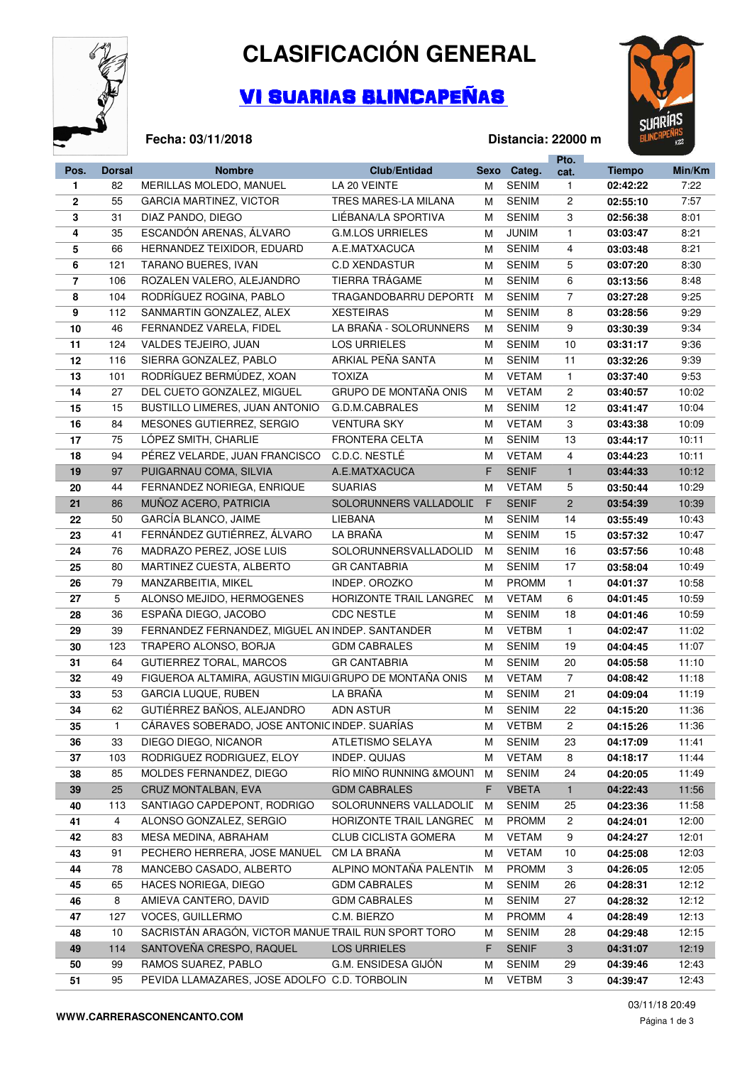# CLASIFICACIÓN GENERAL

## VI SUARIAS BLINCAPEÑAS

**Fecha: 03/11/2018** **Distancia: 22000 m**

| Pos. | Dorsal | Nombre | Club/Entidad | Sexo | Categ. | Pto. cat. | Tiempo | Min/Km |
|---|---|---|---|---|---|---|---|---|
| 1 | 82 | MERILLAS MOLEDO, MANUEL | LA 20 VEINTE | M | SENIM | 1 | 02:42:22 | 7:22 |
| 2 | 55 | GARCIA MARTINEZ, VICTOR | TRES MARES-LA MILANA | M | SENIM | 2 | 02:55:10 | 7:57 |
| 3 | 31 | DIAZ PANDO, DIEGO | LIÉBANA/LA SPORTIVA | M | SENIM | 3 | 02:56:38 | 8:01 |
| 4 | 35 | ESCANDÓN ARENAS, ÁLVARO | G.M.LOS URRIELES | M | JUNIM | 1 | 03:03:47 | 8:21 |
| 5 | 66 | HERNANDEZ TEIXIDOR, EDUARD | A.E.MATXACUCA | M | SENIM | 4 | 03:03:48 | 8:21 |
| 6 | 121 | TARANO BUERES, IVAN | C.D XENDASTUR | M | SENIM | 5 | 03:07:20 | 8:30 |
| 7 | 106 | ROZALEN VALERO, ALEJANDRO | TIERRA TRÁGAME | M | SENIM | 6 | 03:13:56 | 8:48 |
| 8 | 104 | RODRÍGUEZ ROGINA, PABLO | TRAGANDOBARRU DEPORTI | M | SENIM | 7 | 03:27:28 | 9:25 |
| 9 | 112 | SANMARTIN GONZALEZ, ALEX | XESTEIRAS | M | SENIM | 8 | 03:28:56 | 9:29 |
| 10 | 46 | FERNANDEZ VARELA, FIDEL | LA BRAÑA - SOLORUNNERS | M | SENIM | 9 | 03:30:39 | 9:34 |
| 11 | 124 | VALDES TEJEIRO, JUAN | LOS URRIELES | M | SENIM | 10 | 03:31:17 | 9:36 |
| 12 | 116 | SIERRA GONZALEZ, PABLO | ARKIAL PEÑA SANTA | M | SENIM | 11 | 03:32:26 | 9:39 |
| 13 | 101 | RODRÍGUEZ BERMÚDEZ, XOAN | TOXIZA | M | VETAM | 1 | 03:37:40 | 9:53 |
| 14 | 27 | DEL CUETO GONZALEZ, MIGUEL | GRUPO DE MONTAÑA ONIS | M | VETAM | 2 | 03:40:57 | 10:02 |
| 15 | 15 | BUSTILLO LIMERES, JUAN ANTONIO | G.D.M.CABRALES | M | SENIM | 12 | 03:41:47 | 10:04 |
| 16 | 84 | MESONES GUTIERREZ, SERGIO | VENTURA SKY | M | VETAM | 3 | 03:43:38 | 10:09 |
| 17 | 75 | LÓPEZ SMITH, CHARLIE | FRONTERA CELTA | M | SENIM | 13 | 03:44:17 | 10:11 |
| 18 | 94 | PÉREZ VELARDE, JUAN FRANCISCO | C.D.C. NESTLÉ | M | VETAM | 4 | 03:44:23 | 10:11 |
| 19 | 97 | PUIGARNAU COMA, SILVIA | A.E.MATXACUCA | F | SENIF | 1 | 03:44:33 | 10:12 |
| 20 | 44 | FERNANDEZ NORIEGA, ENRIQUE | SUARIAS | M | VETAM | 5 | 03:50:44 | 10:29 |
| 21 | 86 | MUÑOZ ACERO, PATRICIA | SOLORUNNERS VALLADOLID | F | SENIF | 2 | 03:54:39 | 10:39 |
| 22 | 50 | GARCÍA BLANCO, JAIME | LIEBANA | M | SENIM | 14 | 03:55:49 | 10:43 |
| 23 | 41 | FERNÁNDEZ GUTIÉRREZ, ÁLVARO | LA BRAÑA | M | SENIM | 15 | 03:57:32 | 10:47 |
| 24 | 76 | MADRAZO PEREZ, JOSE LUIS | SOLORUNNERSVALLADOLID | M | SENIM | 16 | 03:57:56 | 10:48 |
| 25 | 80 | MARTINEZ CUESTA, ALBERTO | GR CANTABRIA | M | SENIM | 17 | 03:58:04 | 10:49 |
| 26 | 79 | MANZARBEITIA, MIKEL | INDEP. OROZKO | M | PROMM | 1 | 04:01:37 | 10:58 |
| 27 | 5 | ALONSO MEJIDO, HERMOGENES | HORIZONTE TRAIL LANGREO | M | VETAM | 6 | 04:01:45 | 10:59 |
| 28 | 36 | ESPAÑA DIEGO, JACOBO | CDC NESTLE | M | SENIM | 18 | 04:01:46 | 10:59 |
| 29 | 39 | FERNANDEZ FERNANDEZ, MIGUEL AN | INDEP. SANTANDER | M | VETBM | 1 | 04:02:47 | 11:02 |
| 30 | 123 | TRAPERO ALONSO, BORJA | GDM CABRALES | M | SENIM | 19 | 04:04:45 | 11:07 |
| 31 | 64 | GUTIERREZ TORAL, MARCOS | GR CANTABRIA | M | SENIM | 20 | 04:05:58 | 11:10 |
| 32 | 49 | FIGUEROA ALTAMIRA, AGUSTIN MIGUI | GRUPO DE MONTAÑA ONIS | M | VETAM | 7 | 04:08:42 | 11:18 |
| 33 | 53 | GARCIA LUQUE, RUBEN | LA BRAÑA | M | SENIM | 21 | 04:09:04 | 11:19 |
| 34 | 62 | GUTIÉRREZ BAÑOS, ALEJANDRO | ADN ASTUR | M | SENIM | 22 | 04:15:20 | 11:36 |
| 35 | 1 | CÁRAVES SOBERADO, JOSE ANTONIC | INDEP. SUARÍAS | M | VETBM | 2 | 04:15:26 | 11:36 |
| 36 | 33 | DIEGO DIEGO, NICANOR | ATLETISMO SELAYA | M | SENIM | 23 | 04:17:09 | 11:41 |
| 37 | 103 | RODRIGUEZ RODRIGUEZ, ELOY | INDEP. QUIJAS | M | VETAM | 8 | 04:18:17 | 11:44 |
| 38 | 85 | MOLDES FERNANDEZ, DIEGO | RÍO MIÑO RUNNING &MOUNT | M | SENIM | 24 | 04:20:05 | 11:49 |
| 39 | 25 | CRUZ MONTALBAN, EVA | GDM CABRALES | F | VBETA | 1 | 04:22:43 | 11:56 |
| 40 | 113 | SANTIAGO CAPDEPONT, RODRIGO | SOLORUNNERS VALLADOLID | M | SENIM | 25 | 04:23:36 | 11:58 |
| 41 | 4 | ALONSO GONZALEZ, SERGIO | HORIZONTE TRAIL LANGREO | M | PROMM | 2 | 04:24:01 | 12:00 |
| 42 | 83 | MESA MEDINA, ABRAHAM | CLUB CICLISTA GOMERA | M | VETAM | 9 | 04:24:27 | 12:01 |
| 43 | 91 | PECHERO HERRERA, JOSE MANUEL | CM LA BRAÑA | M | VETAM | 10 | 04:25:08 | 12:03 |
| 44 | 78 | MANCEBO CASADO, ALBERTO | ALPINO MONTAÑA PALENTIN | M | PROMM | 3 | 04:26:05 | 12:05 |
| 45 | 65 | HACES NORIEGA, DIEGO | GDM CABRALES | M | SENIM | 26 | 04:28:31 | 12:12 |
| 46 | 8 | AMIEVA CANTERO, DAVID | GDM CABRALES | M | SENIM | 27 | 04:28:32 | 12:12 |
| 47 | 127 | VOCES, GUILLERMO | C.M. BIERZO | M | PROMM | 4 | 04:28:49 | 12:13 |
| 48 | 10 | SACRISTÁN ARAGÓN, VICTOR MANUE | TRAIL RUN SPORT TORO | M | SENIM | 28 | 04:29:48 | 12:15 |
| 49 | 114 | SANTOVEÑA CRESPO, RAQUEL | LOS URRIELES | F | SENIF | 3 | 04:31:07 | 12:19 |
| 50 | 99 | RAMOS SUAREZ, PABLO | G.M. ENSIDESA GIJÓN | M | SENIM | 29 | 04:39:46 | 12:43 |
| 51 | 95 | PEVIDA LLAMAZARES, JOSE ADOLFO | C.D. TORBOLIN | M | VETBM | 3 | 04:39:47 | 12:43 |

WWW.CARRERASCONENCANTO.COM

03/11/18 20:49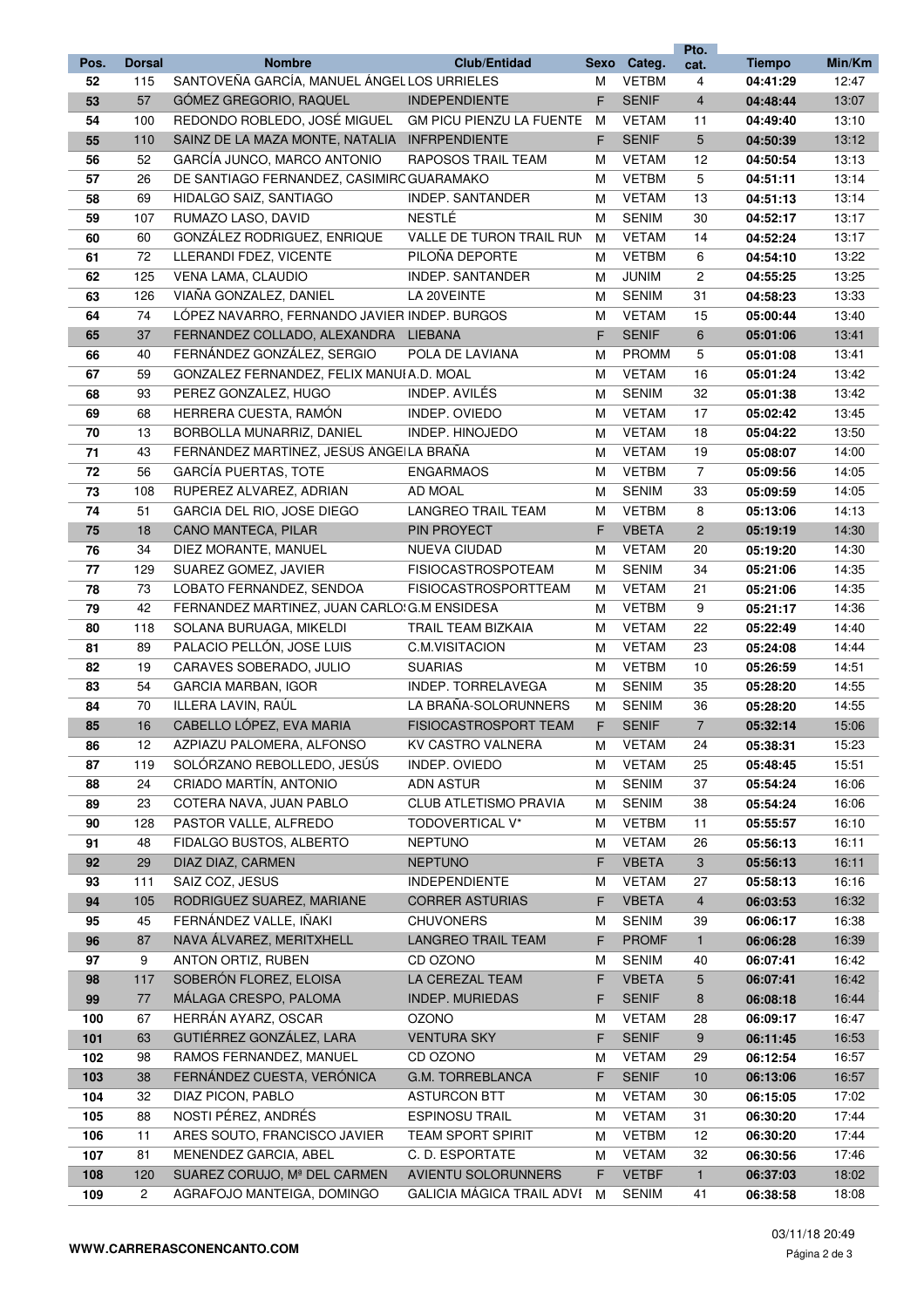| Pos. | Dorsal | Nombre | Club/Entidad | Sexo | Categ. | Pto. cat. | Tiempo | Min/Km |
|---|---|---|---|---|---|---|---|---|
| 52 | 115 | SANTOVEÑA GARCÍA, MANUEL ÁNGEL | LOS URRIELES | M | VETBM | 4 | 04:41:29 | 12:47 |
| 53 | 57 | GÓMEZ GREGORIO, RAQUEL | INDEPENDIENTE | F | SENIF | 4 | 04:48:44 | 13:07 |
| 54 | 100 | REDONDO ROBLEDO, JOSÉ MIGUEL | GM PICU PIENZU LA FUENTE | M | VETAM | 11 | 04:49:40 | 13:10 |
| 55 | 110 | SAINZ DE LA MAZA MONTE, NATALIA | INFRPENDIENTE | F | SENIF | 5 | 04:50:39 | 13:12 |
| 56 | 52 | GARCÍA JUNCO, MARCO ANTONIO | RAPOSOS TRAIL TEAM | M | VETAM | 12 | 04:50:54 | 13:13 |
| 57 | 26 | DE SANTIAGO FERNANDEZ, CASIMIRO | GUARAMAKO | M | VETBM | 5 | 04:51:11 | 13:14 |
| 58 | 69 | HIDALGO SAIZ, SANTIAGO | INDEP. SANTANDER | M | VETAM | 13 | 04:51:13 | 13:14 |
| 59 | 107 | RUMAZO LASO, DAVID | NESTLÉ | M | SENIM | 30 | 04:52:17 | 13:17 |
| 60 | 60 | GONZÁLEZ RODRIGUEZ, ENRIQUE | VALLE DE TURON TRAIL RUN | M | VETAM | 14 | 04:52:24 | 13:17 |
| 61 | 72 | LLERANDI FDEZ, VICENTE | PILOÑA DEPORTE | M | VETBM | 6 | 04:54:10 | 13:22 |
| 62 | 125 | VENA LAMA, CLAUDIO | INDEP. SANTANDER | M | JUNIM | 2 | 04:55:25 | 13:25 |
| 63 | 126 | VIAÑA GONZALEZ, DANIEL | LA 20VEINTE | M | SENIM | 31 | 04:58:23 | 13:33 |
| 64 | 74 | LÓPEZ NAVARRO, FERNANDO JAVIER | INDEP. BURGOS | M | VETAM | 15 | 05:00:44 | 13:40 |
| 65 | 37 | FERNANDEZ COLLADO, ALEXANDRA | LIEBANA | F | SENIF | 6 | 05:01:06 | 13:41 |
| 66 | 40 | FERNÁNDEZ GONZÁLEZ, SERGIO | POLA DE LAVIANA | M | PROMM | 5 | 05:01:08 | 13:41 |
| 67 | 59 | GONZALEZ FERNANDEZ, FELIX MANUEL | A.D. MOAL | M | VETAM | 16 | 05:01:24 | 13:42 |
| 68 | 93 | PEREZ GONZALEZ, HUGO | INDEP. AVILÉS | M | SENIM | 32 | 05:01:38 | 13:42 |
| 69 | 68 | HERRERA CUESTA, RAMÓN | INDEP. OVIEDO | M | VETAM | 17 | 05:02:42 | 13:45 |
| 70 | 13 | BORBOLLA MUNARRIZ, DANIEL | INDEP. HINOJEDO | M | VETAM | 18 | 05:04:22 | 13:50 |
| 71 | 43 | FERNÁNDEZ MARTÍNEZ, JESÚS ÁNGEL | LA BRAÑA | M | VETAM | 19 | 05:08:07 | 14:00 |
| 72 | 56 | GARCÍA PUERTAS, TOTE | ENGARMAOS | M | VETBM | 7 | 05:09:56 | 14:05 |
| 73 | 108 | RUPEREZ ALVAREZ, ADRIAN | AD MOAL | M | SENIM | 33 | 05:09:59 | 14:05 |
| 74 | 51 | GARCIA DEL RIO, JOSE DIEGO | LANGREO TRAIL TEAM | M | VETBM | 8 | 05:13:06 | 14:13 |
| 75 | 18 | CANO MANTECA, PILAR | PIN PROYECT | F | VBETA | 2 | 05:19:19 | 14:30 |
| 76 | 34 | DIEZ MORANTE, MANUEL | NUEVA CIUDAD | M | VETAM | 20 | 05:19:20 | 14:30 |
| 77 | 129 | SUAREZ GOMEZ, JAVIER | FISIOCASTROSPOTEAM | M | SENIM | 34 | 05:21:06 | 14:35 |
| 78 | 73 | LOBATO FERNANDEZ, SENDOA | FISIOCASTROSPORTTEAM | M | VETAM | 21 | 05:21:06 | 14:35 |
| 79 | 42 | FERNANDEZ MARTINEZ, JUAN CARLOS | G.M ENSIDESA | M | VETBM | 9 | 05:21:17 | 14:36 |
| 80 | 118 | SOLANA BURUAGA, MIKELDI | TRAIL TEAM BIZKAIA | M | VETAM | 22 | 05:22:49 | 14:40 |
| 81 | 89 | PALACIO PELLÓN, JOSE LUIS | C.M.VISITACION | M | VETAM | 23 | 05:24:08 | 14:44 |
| 82 | 19 | CARAVES SOBERADO, JULIO | SUARIAS | M | VETBM | 10 | 05:26:59 | 14:51 |
| 83 | 54 | GARCIA MARBAN, IGOR | INDEP. TORRELAVEGA | M | SENIM | 35 | 05:28:20 | 14:55 |
| 84 | 70 | ILLERA LAVIN, RAÚL | LA BRAÑA-SOLORUNNERS | M | SENIM | 36 | 05:28:20 | 14:55 |
| 85 | 16 | CABELLO LÓPEZ, EVA MARIA | FISIOCASTROSPORT TEAM | F | SENIF | 7 | 05:32:14 | 15:06 |
| 86 | 12 | AZPIAZU PALOMERA, ALFONSO | KV CASTRO VALNERA | M | VETAM | 24 | 05:38:31 | 15:23 |
| 87 | 119 | SOLÓRZANO REBOLLEDO, JESÚS | INDEP. OVIEDO | M | VETAM | 25 | 05:48:45 | 15:51 |
| 88 | 24 | CRIADO MARTÍN, ANTONIO | ADN ASTUR | M | SENIM | 37 | 05:54:24 | 16:06 |
| 89 | 23 | COTERA NAVA, JUAN PABLO | CLUB ATLETISMO PRAVIA | M | SENIM | 38 | 05:54:24 | 16:06 |
| 90 | 128 | PASTOR VALLE, ALFREDO | TODOVERTICAL V* | M | VETBM | 11 | 05:55:57 | 16:10 |
| 91 | 48 | FIDALGO BUSTOS, ALBERTO | NEPTUNO | M | VETAM | 26 | 05:56:13 | 16:11 |
| 92 | 29 | DIAZ DIAZ, CARMEN | NEPTUNO | F | VBETA | 3 | 05:56:13 | 16:11 |
| 93 | 111 | SAIZ COZ, JESUS | INDEPENDIENTE | M | VETAM | 27 | 05:58:13 | 16:16 |
| 94 | 105 | RODRIGUEZ SUAREZ, MARIANE | CORRER ASTURIAS | F | VBETA | 4 | 06:03:53 | 16:32 |
| 95 | 45 | FERNÁNDEZ VALLE, IÑAKI | CHUVONERS | M | SENIM | 39 | 06:06:17 | 16:38 |
| 96 | 87 | NAVA ÁLVAREZ, MERITXHELL | LANGREO TRAIL TEAM | F | PROMF | 1 | 06:06:28 | 16:39 |
| 97 | 9 | ANTON ORTIZ, RUBEN | CD OZONO | M | SENIM | 40 | 06:07:41 | 16:42 |
| 98 | 117 | SOBERÓN FLOREZ, ELOISA | LA CEREZAL TEAM | F | VBETA | 5 | 06:07:41 | 16:42 |
| 99 | 77 | MÁLAGA CRESPO, PALOMA | INDEP. MURIEDAS | F | SENIF | 8 | 06:08:18 | 16:44 |
| 100 | 67 | HERRÁN AYARZ, OSCAR | OZONO | M | VETAM | 28 | 06:09:17 | 16:47 |
| 101 | 63 | GUTIÉRREZ GONZÁLEZ, LARA | VENTURA SKY | F | SENIF | 9 | 06:11:45 | 16:53 |
| 102 | 98 | RAMOS FERNANDEZ, MANUEL | CD OZONO | M | VETAM | 29 | 06:12:54 | 16:57 |
| 103 | 38 | FERNÁNDEZ CUESTA, VERÓNICA | G.M. TORREBLANCA | F | SENIF | 10 | 06:13:06 | 16:57 |
| 104 | 32 | DIAZ PICON, PABLO | ASTURCON BTT | M | VETAM | 30 | 06:15:05 | 17:02 |
| 105 | 88 | NOSTI PÉREZ, ANDRÉS | ESPINOSU TRAIL | M | VETAM | 31 | 06:30:20 | 17:44 |
| 106 | 11 | ARES SOUTO, FRANCISCO JAVIER | TEAM SPORT SPIRIT | M | VETBM | 12 | 06:30:20 | 17:44 |
| 107 | 81 | MENENDEZ GARCIA, ABEL | C. D. ESPORTATE | M | VETAM | 32 | 06:30:56 | 17:46 |
| 108 | 120 | SUAREZ CORUJO, Mª DEL CARMEN | AVIENTU SOLORUNNERS | F | VETBF | 1 | 06:37:03 | 18:02 |
| 109 | 2 | AGRAFOJO MANTEIGA, DOMINGO | GALICIA MÁGICA TRAIL ADVE | M | SENIM | 41 | 06:38:58 | 18:08 |

WWW.CARRERASCONENCANTO.COM

03/11/18 20:49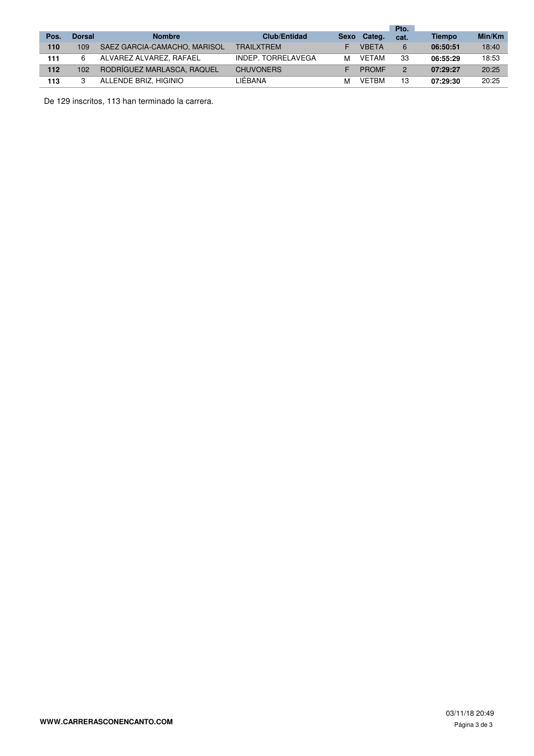| Pos. | Dorsal | Nombre | Club/Entidad | Sexo | Categ. | Pto. cat. | Tiempo | Min/Km |
|---|---|---|---|---|---|---|---|---|
| **110** | 109 | SAEZ GARCIA-CAMACHO, MARISOL | TRAILXTREM | F | VBETA | 6 | **06:50:51** | 18:40 |
| **111** | 6 | ALVAREZ ALVAREZ, RAFAEL | INDEP. TORRELAVEGA | M | VETAM | 33 | **06:55:29** | 18:53 |
| **112** | 102 | RODRÍGUEZ MARLASCA, RAQUEL | CHUVONERS | F | PROMF | 2 | **07:29:27** | 20:25 |
| **113** | 3 | ALLENDE BRIZ, HIGINIO | LIÉBANA | M | VETBM | 13 | **07:29:30** | 20:25 |

De 129 inscritos, 113 han terminado la carrera.

**WWW.CARRERASCONENCANTO.COM**

03/11/18 20:49